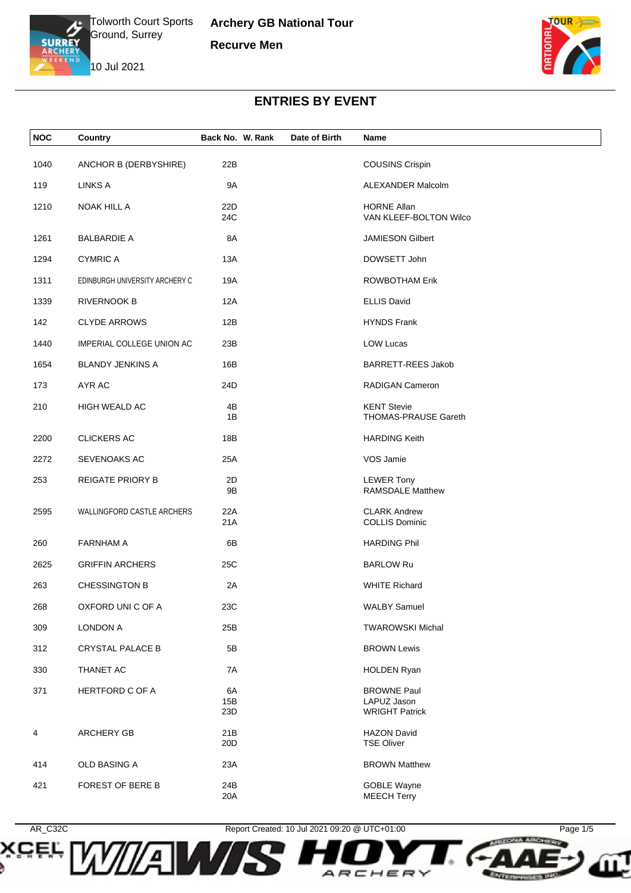Tolworth Court Sports Ground, Surrey

10 Jul 2021

**Archery GB National Tour**

**Recurve Men**

## ENTRIES BY EVENT

| NOC | Country | Back No. | W. Rank | Date of Birth | Name |
|---|---|---|---|---|---|
| 1040 | ANCHOR B (DERBYSHIRE) | 22B | | | COUSINS Crispin |
| 119 | LINKS A | 9A | | | ALEXANDER Malcolm |
| 1210 | NOAK HILL A | 22D<br>24C | | | HORNE Allan<br>VAN KLEEF-BOLTON Wilco |
| 1261 | BALBARDIE A | 8A | | | JAMIESON Gilbert |
| 1294 | CYMRIC A | 13A | | | DOWSETT John |
| 1311 | EDINBURGH UNIVERSITY ARCHERY C | 19A | | | ROWBOTHAM Erik |
| 1339 | RIVERNOOK B | 12A | | | ELLIS David |
| 142 | CLYDE ARROWS | 12B | | | HYNDS Frank |
| 1440 | IMPERIAL COLLEGE UNION AC | 23B | | | LOW Lucas |
| 1654 | BLANDY JENKINS A | 16B | | | BARRETT-REES Jakob |
| 173 | AYR AC | 24D | | | RADIGAN Cameron |
| 210 | HIGH WEALD AC | 4B<br>1B | | | KENT Stevie<br>THOMAS-PRAUSE Gareth |
| 2200 | CLICKERS AC | 18B | | | HARDING Keith |
| 2272 | SEVENOAKS AC | 25A | | | VOS Jamie |
| 253 | REIGATE PRIORY B | 2D<br>9B | | | LEWER Tony<br>RAMSDALE Matthew |
| 2595 | WALLINGFORD CASTLE ARCHERS | 22A<br>21A | | | CLARK Andrew<br>COLLIS Dominic |
| 260 | FARNHAM A | 6B | | | HARDING Phil |
| 2625 | GRIFFIN ARCHERS | 25C | | | BARLOW Ru |
| 263 | CHESSINGTON B | 2A | | | WHITE Richard |
| 268 | OXFORD UNI C OF A | 23C | | | WALBY Samuel |
| 309 | LONDON A | 25B | | | TWAROWSKI Michal |
| 312 | CRYSTAL PALACE B | 5B | | | BROWN Lewis |
| 330 | THANET AC | 7A | | | HOLDEN Ryan |
| 371 | HERTFORD C OF A | 6A<br>15B<br>23D | | | BROWNE Paul<br>LAPUZ Jason<br>WRIGHT Patrick |
| 4 | ARCHERY GB | 21B<br>20D | | | HAZON David<br>TSE Oliver |
| 414 | OLD BASING A | 23A | | | BROWN Matthew |
| 421 | FOREST OF BERE B | 24B<br>20A | | | GOBLE Wayne<br>MEECH Terry |

AR_C32C    Report Created: 10 Jul 2021 09:20 @ UTC+01:00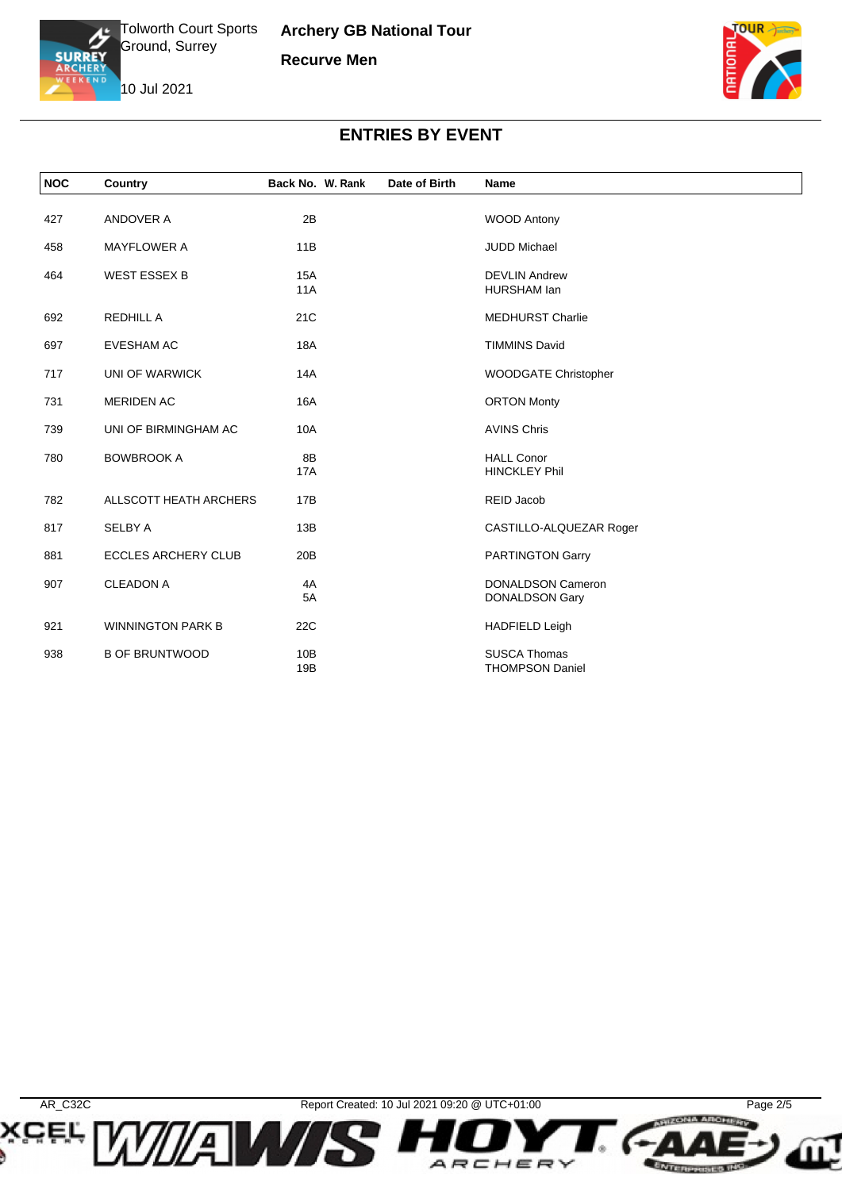Tolworth Court Sports Ground, Surrey

10 Jul 2021

**Archery GB National Tour**

**Recurve Men**

# ENTRIES BY EVENT

| NOC | Country | Back No. | W. Rank | Date of Birth | Name |
|---|---|---|---|---|---|
| 427 | ANDOVER A | 2B | | | WOOD Antony |
| 458 | MAYFLOWER A | 11B | | | JUDD Michael |
| 464 | WEST ESSEX B | 15A<br>11A | | | DEVLIN Andrew<br>HURSHAM Ian |
| 692 | REDHILL A | 21C | | | MEDHURST Charlie |
| 697 | EVESHAM AC | 18A | | | TIMMINS David |
| 717 | UNI OF WARWICK | 14A | | | WOODGATE Christopher |
| 731 | MERIDEN AC | 16A | | | ORTON Monty |
| 739 | UNI OF BIRMINGHAM AC | 10A | | | AVINS Chris |
| 780 | BOWBROOK A | 8B<br>17A | | | HALL Conor<br>HINCKLEY Phil |
| 782 | ALLSCOTT HEATH ARCHERS | 17B | | | REID Jacob |
| 817 | SELBY A | 13B | | | CASTILLO-ALQUEZAR Roger |
| 881 | ECCLES ARCHERY CLUB | 20B | | | PARTINGTON Garry |
| 907 | CLEADON A | 4A<br>5A | | | DONALDSON Cameron<br>DONALDSON Gary |
| 921 | WINNINGTON PARK B | 22C | | | HADFIELD Leigh |
| 938 | B OF BRUNTWOOD | 10B<br>19B | | | SUSCA Thomas<br>THOMPSON Daniel |

AR_C32C Report Created: 10 Jul 2021 09:20 @ UTC+01:00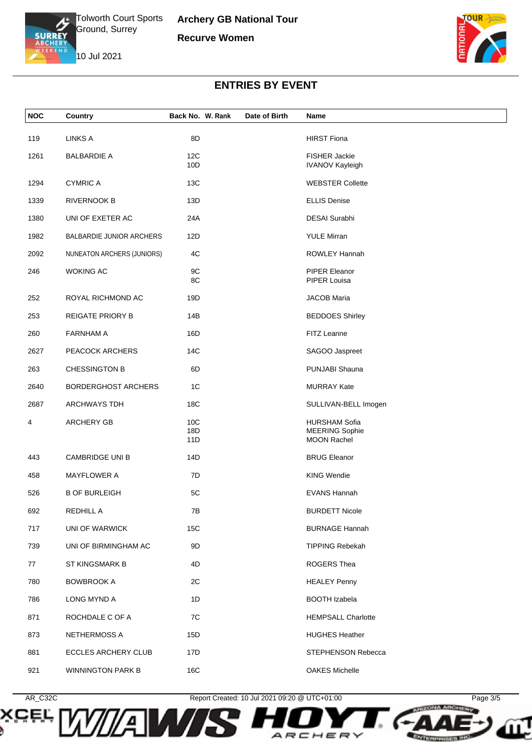Tolworth Court Sports Ground, Surrey

10 Jul 2021

**Archery GB National Tour**

**Recurve Women**

## ENTRIES BY EVENT

| NOC | Country | Back No. | W. Rank | Date of Birth | Name |
|---|---|---|---|---|---|
| 119 | LINKS A | 8D | | | HIRST Fiona |
| 1261 | BALBARDIE A | 12C<br>10D | | | FISHER Jackie<br>IVANOV Kayleigh |
| 1294 | CYMRIC A | 13C | | | WEBSTER Collette |
| 1339 | RIVERNOOK B | 13D | | | ELLIS Denise |
| 1380 | UNI OF EXETER AC | 24A | | | DESAI Surabhi |
| 1982 | BALBARDIE JUNIOR ARCHERS | 12D | | | YULE Mirran |
| 2092 | NUNEATON ARCHERS (JUNIORS) | 4C | | | ROWLEY Hannah |
| 246 | WOKING AC | 9C<br>8C | | | PIPER Eleanor<br>PIPER Louisa |
| 252 | ROYAL RICHMOND AC | 19D | | | JACOB Maria |
| 253 | REIGATE PRIORY B | 14B | | | BEDDOES Shirley |
| 260 | FARNHAM A | 16D | | | FITZ Leanne |
| 2627 | PEACOCK ARCHERS | 14C | | | SAGOO Jaspreet |
| 263 | CHESSINGTON B | 6D | | | PUNJABI Shauna |
| 2640 | BORDERGHOST ARCHERS | 1C | | | MURRAY Kate |
| 2687 | ARCHWAYS TDH | 18C | | | SULLIVAN-BELL Imogen |
| 4 | ARCHERY GB | 10C<br>18D<br>11D | | | HURSHAM Sofia<br>MEERING Sophie<br>MOON Rachel |
| 443 | CAMBRIDGE UNI B | 14D | | | BRUG Eleanor |
| 458 | MAYFLOWER A | 7D | | | KING Wendie |
| 526 | B OF BURLEIGH | 5C | | | EVANS Hannah |
| 692 | REDHILL A | 7B | | | BURDETT Nicole |
| 717 | UNI OF WARWICK | 15C | | | BURNAGE Hannah |
| 739 | UNI OF BIRMINGHAM AC | 9D | | | TIPPING Rebekah |
| 77 | ST KINGSMARK B | 4D | | | ROGERS Thea |
| 780 | BOWBROOK A | 2C | | | HEALEY Penny |
| 786 | LONG MYND A | 1D | | | BOOTH Izabela |
| 871 | ROCHDALE C OF A | 7C | | | HEMPSALL Charlotte |
| 873 | NETHERMOSS A | 15D | | | HUGHES Heather |
| 881 | ECCLES ARCHERY CLUB | 17D | | | STEPHENSON Rebecca |
| 921 | WINNINGTON PARK B | 16C | | | OAKES Michelle |

AR_C32C Report Created: 10 Jul 2021 09:20 @ UTC+01:00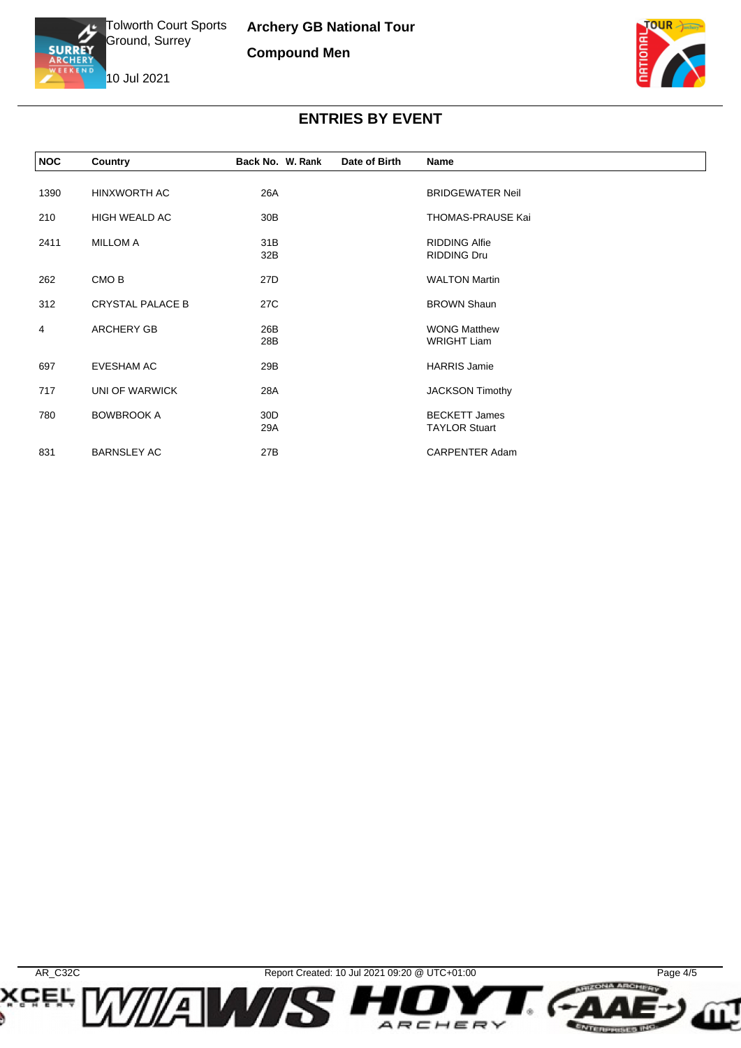Tolworth Court Sports Ground, Surrey

10 Jul 2021

**Archery GB National Tour**

**Compound Men**

## ENTRIES BY EVENT

| NOC | Country | Back No. | W. Rank | Date of Birth | Name |
|---|---|---|---|---|---|
| 1390 | HINXWORTH AC | 26A | | | BRIDGEWATER Neil |
| 210 | HIGH WEALD AC | 30B | | | THOMAS-PRAUSE Kai |
| 2411 | MILLOM A | 31B | | | RIDDING Alfie |
| | | 32B | | | RIDDING Dru |
| 262 | CMO B | 27D | | | WALTON Martin |
| 312 | CRYSTAL PALACE B | 27C | | | BROWN Shaun |
| 4 | ARCHERY GB | 26B | | | WONG Matthew |
| | | 28B | | | WRIGHT Liam |
| 697 | EVESHAM AC | 29B | | | HARRIS Jamie |
| 717 | UNI OF WARWICK | 28A | | | JACKSON Timothy |
| 780 | BOWBROOK A | 30D | | | BECKETT James |
| | | 29A | | | TAYLOR Stuart |
| 831 | BARNSLEY AC | 27B | | | CARPENTER Adam |

AR_C32C    Report Created: 10 Jul 2021 09:20 @ UTC+01:00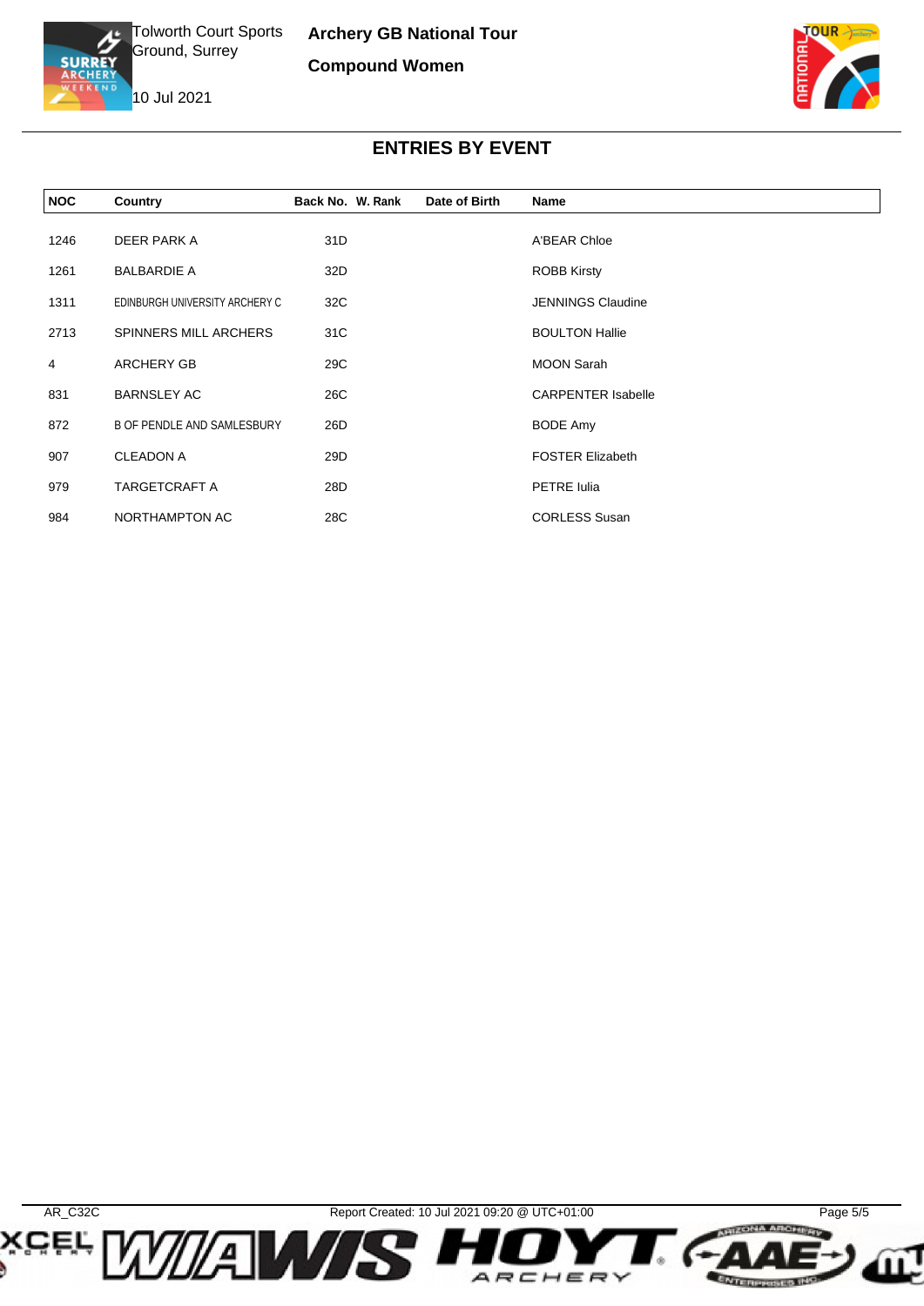Tolworth Court Sports Ground, Surrey

10 Jul 2021

**Archery GB National Tour**

**Compound Women**

## ENTRIES BY EVENT

| NOC | Country | Back No. | W. Rank | Date of Birth | Name |
|---|---|---|---|---|---|
| 1246 | DEER PARK A | 31D | | | A'BEAR Chloe |
| 1261 | BALBARDIE A | 32D | | | ROBB Kirsty |
| 1311 | EDINBURGH UNIVERSITY ARCHERY C | 32C | | | JENNINGS Claudine |
| 2713 | SPINNERS MILL ARCHERS | 31C | | | BOULTON Hallie |
| 4 | ARCHERY GB | 29C | | | MOON Sarah |
| 831 | BARNSLEY AC | 26C | | | CARPENTER Isabelle |
| 872 | B OF PENDLE AND SAMLESBURY | 26D | | | BODE Amy |
| 907 | CLEADON A | 29D | | | FOSTER Elizabeth |
| 979 | TARGETCRAFT A | 28D | | | PETRE Iulia |
| 984 | NORTHAMPTON AC | 28C | | | CORLESS Susan |

AR_C32C

Report Created: 10 Jul 2021 09:20 @ UTC+01:00